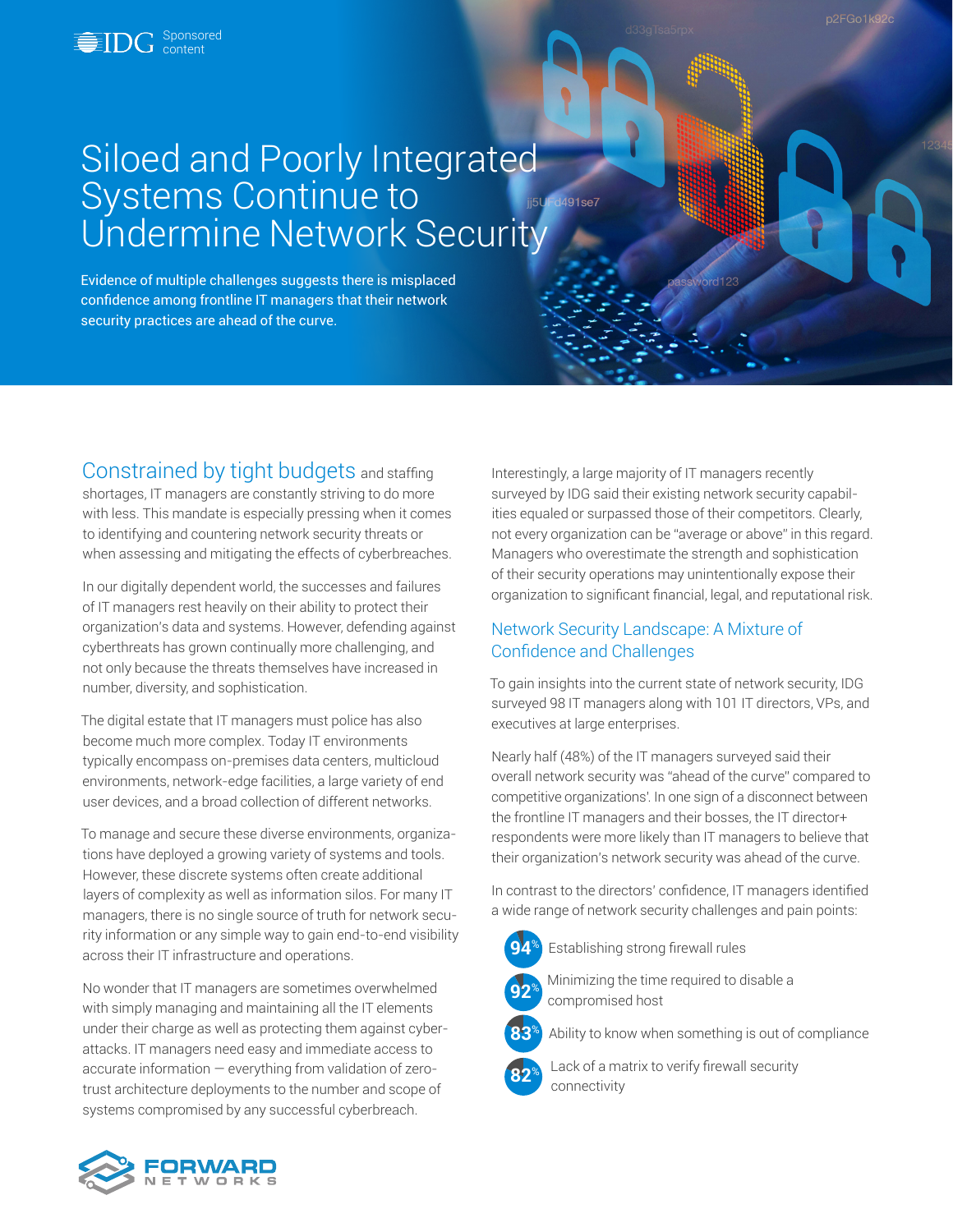IDG Sponsored content

# Siloed and Poorly Integrated Systems Continue to Undermine Network Security

Evidence of multiple challenges suggests there is misplaced confidence among frontline IT managers that their network security practices are ahead of the curve.

Constrained by tight budgets and staffing shortages, IT managers are constantly striving to do more with less. This mandate is especially pressing when it comes to identifying and countering network security threats or when assessing and mitigating the effects of cyberbreaches.

In our digitally dependent world, the successes and failures of IT managers rest heavily on their ability to protect their organization's data and systems. However, defending against cyberthreats has grown continually more challenging, and not only because the threats themselves have increased in number, diversity, and sophistication.

The digital estate that IT managers must police has also become much more complex. Today IT environments typically encompass on-premises data centers, multicloud environments, network-edge facilities, a large variety of end user devices, and a broad collection of different networks.

To manage and secure these diverse environments, organizations have deployed a growing variety of systems and tools. However, these discrete systems often create additional layers of complexity as well as information silos. For many IT managers, there is no single source of truth for network security information or any simple way to gain end-to-end visibility across their IT infrastructure and operations.

No wonder that IT managers are sometimes overwhelmed with simply managing and maintaining all the IT elements under their charge as well as protecting them against cyberattacks. IT managers need easy and immediate access to accurate information — everything from validation of zero-trust architecture deployments to the number and scope of systems compromised by any successful cyberbreach.

Interestingly, a large majority of IT managers recently surveyed by IDG said their existing network security capabilities equaled or surpassed those of their competitors. Clearly, not every organization can be "average or above" in this regard. Managers who overestimate the strength and sophistication of their security operations may unintentionally expose their organization to significant financial, legal, and reputational risk.

## Network Security Landscape: A Mixture of Confidence and Challenges

To gain insights into the current state of network security, IDG surveyed 98 IT managers along with 101 IT directors, VPs, and executives at large enterprises.

Nearly half (48%) of the IT managers surveyed said their overall network security was "ahead of the curve" compared to competitive organizations'. In one sign of a disconnect between the frontline IT managers and their bosses, the IT director+ respondents were more likely than IT managers to believe that their organization's network security was ahead of the curve.

In contrast to the directors' confidence, IT managers identified a wide range of network security challenges and pain points:

- **94%** Establishing strong firewall rules
- **92%** Minimizing the time required to disable a compromised host
- **83%** Ability to know when something is out of compliance
- **82%** Lack of a matrix to verify firewall security connectivity

FORWARD NETWORKS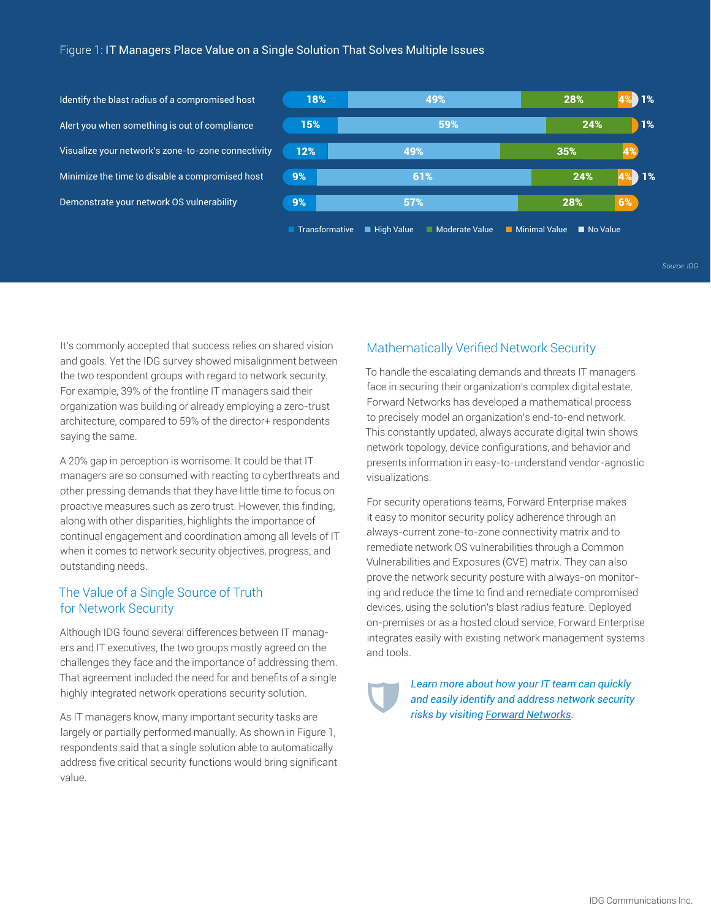Figure 1: IT Managers Place Value on a Single Solution That Solves Multiple Issues

Identify the blast radius of a compromised host
18% 49% 28% 4% 1%

Alert you when something is out of compliance
15% 59% 24% 1%

Visualize your network's zone-to-zone connectivity
12% 49% 35% 4%

Minimize the time to disable a compromised host
9% 61% 24% 4% 1%

Demonstrate your network OS vulnerability
9% 57% 28% 6%

Transformative High Value Moderate Value Minimal Value No Value

Source: IDG

It's commonly accepted that success relies on shared vision and goals. Yet the IDG survey showed misalignment between the two respondent groups with regard to network security. For example, 39% of the frontline IT managers said their organization was building or already employing a zero-trust architecture, compared to 59% of the director+ respondents saying the same.

A 20% gap in perception is worrisome. It could be that IT managers are so consumed with reacting to cyberthreats and other pressing demands that they have little time to focus on proactive measures such as zero trust. However, this finding, along with other disparities, highlights the importance of continual engagement and coordination among all levels of IT when it comes to network security objectives, progress, and outstanding needs.

## The Value of a Single Source of Truth for Network Security

Although IDG found several differences between IT managers and IT executives, the two groups mostly agreed on the challenges they face and the importance of addressing them. That agreement included the need for and benefits of a single highly integrated network operations security solution.

As IT managers know, many important security tasks are largely or partially performed manually. As shown in Figure 1, respondents said that a single solution able to automatically address five critical security functions would bring significant value.

## Mathematically Verified Network Security

To handle the escalating demands and threats IT managers face in securing their organization's complex digital estate, Forward Networks has developed a mathematical process to precisely model an organization's end-to-end network. This constantly updated, always accurate digital twin shows network topology, device configurations, and behavior and presents information in easy-to-understand vendor-agnostic visualizations.

For security operations teams, Forward Enterprise makes it easy to monitor security policy adherence through an always-current zone-to-zone connectivity matrix and to remediate network OS vulnerabilities through a Common Vulnerabilities and Exposures (CVE) matrix. They can also prove the network security posture with always-on monitoring and reduce the time to find and remediate compromised devices, using the solution's blast radius feature. Deployed on-premises or as a hosted cloud service, Forward Enterprise integrates easily with existing network management systems and tools.

*Learn more about how your IT team can quickly and easily identify and address network security risks by visiting Forward Networks.*

IDG Communications Inc.